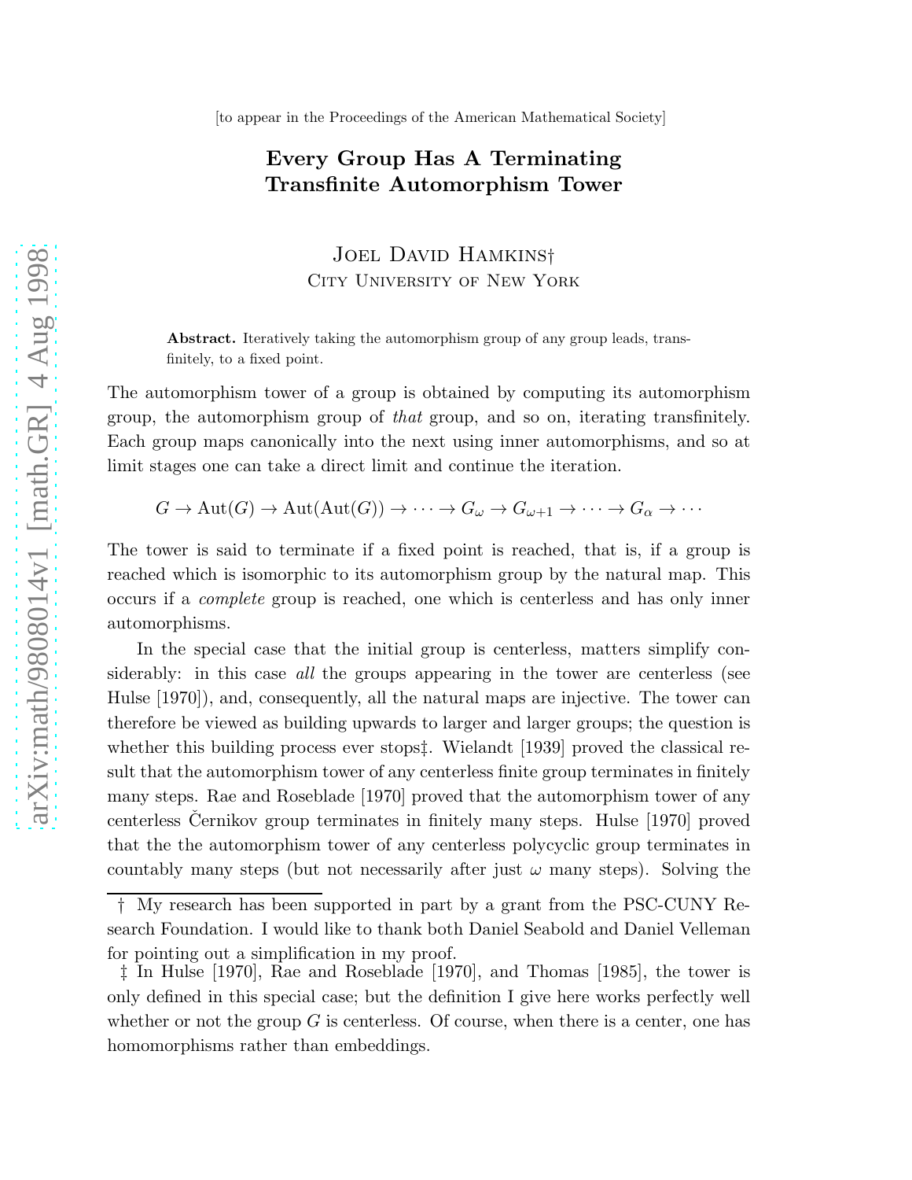[to appear in the Proceedings of the American Mathematical Society]

# Every Group Has A Terminating Transfinite Automorphism Tower

Joel David Hamkins†
City University of New York

**Abstract.** Iteratively taking the automorphism group of any group leads, transfinitely, to a fixed point.

The automorphism tower of a group is obtained by computing its automorphism group, the automorphism group of *that* group, and so on, iterating transfinitely. Each group maps canonically into the next using inner automorphisms, and so at limit stages one can take a direct limit and continue the iteration.

$$G \to \mathrm{Aut}(G) \to \mathrm{Aut}(\mathrm{Aut}(G)) \to \cdots \to G_\omega \to G_{\omega+1} \to \cdots \to G_\alpha \to \cdots$$

The tower is said to terminate if a fixed point is reached, that is, if a group is reached which is isomorphic to its automorphism group by the natural map. This occurs if a *complete* group is reached, one which is centerless and has only inner automorphisms.

In the special case that the initial group is centerless, matters simplify considerably: in this case *all* the groups appearing in the tower are centerless (see Hulse [1970]), and, consequently, all the natural maps are injective. The tower can therefore be viewed as building upwards to larger and larger groups; the question is whether this building process ever stops‡. Wielandt [1939] proved the classical result that the automorphism tower of any centerless finite group terminates in finitely many steps. Rae and Roseblade [1970] proved that the automorphism tower of any centerless Černikov group terminates in finitely many steps. Hulse [1970] proved that the the automorphism tower of any centerless polycyclic group terminates in countably many steps (but not necessarily after just $\omega$ many steps). Solving the

† My research has been supported in part by a grant from the PSC-CUNY Research Foundation. I would like to thank both Daniel Seabold and Daniel Velleman for pointing out a simplification in my proof.

‡ In Hulse [1970], Rae and Roseblade [1970], and Thomas [1985], the tower is only defined in this special case; but the definition I give here works perfectly well whether or not the group $G$ is centerless. Of course, when there is a center, one has homomorphisms rather than embeddings.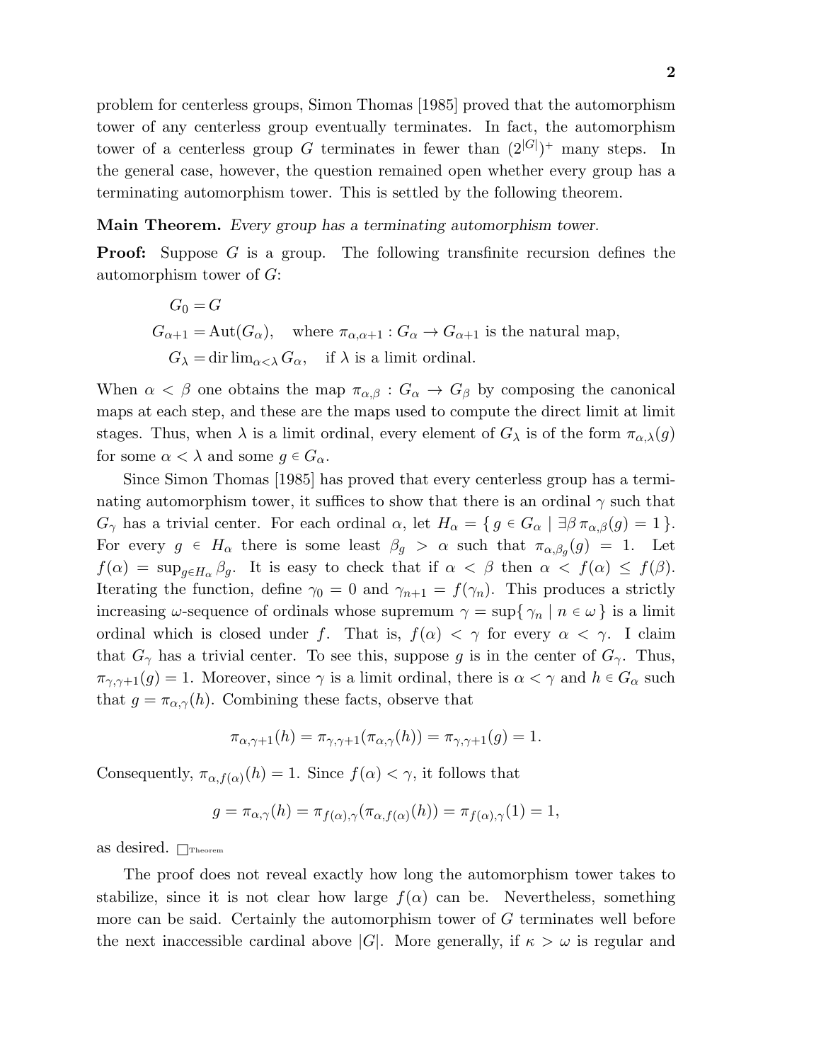problem for centerless groups, Simon Thomas [1985] proved that the automorphism tower of any centerless group eventually terminates. In fact, the automorphism tower of a centerless group $G$ terminates in fewer than $(2^{|G|})^+$ many steps. In the general case, however, the question remained open whether every group has a terminating automorphism tower. This is settled by the following theorem.

**Main Theorem.** *Every group has a terminating automorphism tower.*

**Proof:** Suppose $G$ is a group. The following transfinite recursion defines the automorphism tower of $G$:

$$
\begin{aligned}
G_0 &= G \\
G_{\alpha+1} &= \mathrm{Aut}(G_\alpha), \quad \text{where } \pi_{\alpha,\alpha+1} : G_\alpha \to G_{\alpha+1} \text{ is the natural map,} \\
G_\lambda &= \operatorname{dir\,lim}_{\alpha<\lambda} G_\alpha, \quad \text{if } \lambda \text{ is a limit ordinal.}
\end{aligned}
$$

When $\alpha < \beta$ one obtains the map $\pi_{\alpha,\beta} : G_\alpha \to G_\beta$ by composing the canonical maps at each step, and these are the maps used to compute the direct limit at limit stages. Thus, when $\lambda$ is a limit ordinal, every element of $G_\lambda$ is of the form $\pi_{\alpha,\lambda}(g)$ for some $\alpha < \lambda$ and some $g \in G_\alpha$.

Since Simon Thomas [1985] has proved that every centerless group has a terminating automorphism tower, it suffices to show that there is an ordinal $\gamma$ such that $G_\gamma$ has a trivial center. For each ordinal $\alpha$, let $H_\alpha = \{\, g \in G_\alpha \mid \exists \beta\, \pi_{\alpha,\beta}(g) = 1 \,\}$. For every $g \in H_\alpha$ there is some least $\beta_g > \alpha$ such that $\pi_{\alpha,\beta_g}(g) = 1$. Let $f(\alpha) = \sup_{g \in H_\alpha} \beta_g$. It is easy to check that if $\alpha < \beta$ then $\alpha < f(\alpha) \le f(\beta)$. Iterating the function, define $\gamma_0 = 0$ and $\gamma_{n+1} = f(\gamma_n)$. This produces a strictly increasing $\omega$-sequence of ordinals whose supremum $\gamma = \sup\{\, \gamma_n \mid n \in \omega \,\}$ is a limit ordinal which is closed under $f$. That is, $f(\alpha) < \gamma$ for every $\alpha < \gamma$. I claim that $G_\gamma$ has a trivial center. To see this, suppose $g$ is in the center of $G_\gamma$. Thus, $\pi_{\gamma,\gamma+1}(g) = 1$. Moreover, since $\gamma$ is a limit ordinal, there is $\alpha < \gamma$ and $h \in G_\alpha$ such that $g = \pi_{\alpha,\gamma}(h)$. Combining these facts, observe that

$$\pi_{\alpha,\gamma+1}(h) = \pi_{\gamma,\gamma+1}(\pi_{\alpha,\gamma}(h)) = \pi_{\gamma,\gamma+1}(g) = 1.$$

Consequently, $\pi_{\alpha,f(\alpha)}(h) = 1$. Since $f(\alpha) < \gamma$, it follows that

$$g = \pi_{\alpha,\gamma}(h) = \pi_{f(\alpha),\gamma}(\pi_{\alpha,f(\alpha)}(h)) = \pi_{f(\alpha),\gamma}(1) = 1,$$

as desired. $\square_{\text{Theorem}}$

The proof does not reveal exactly how long the automorphism tower takes to stabilize, since it is not clear how large $f(\alpha)$ can be. Nevertheless, something more can be said. Certainly the automorphism tower of $G$ terminates well before the next inaccessible cardinal above $|G|$. More generally, if $\kappa > \omega$ is regular and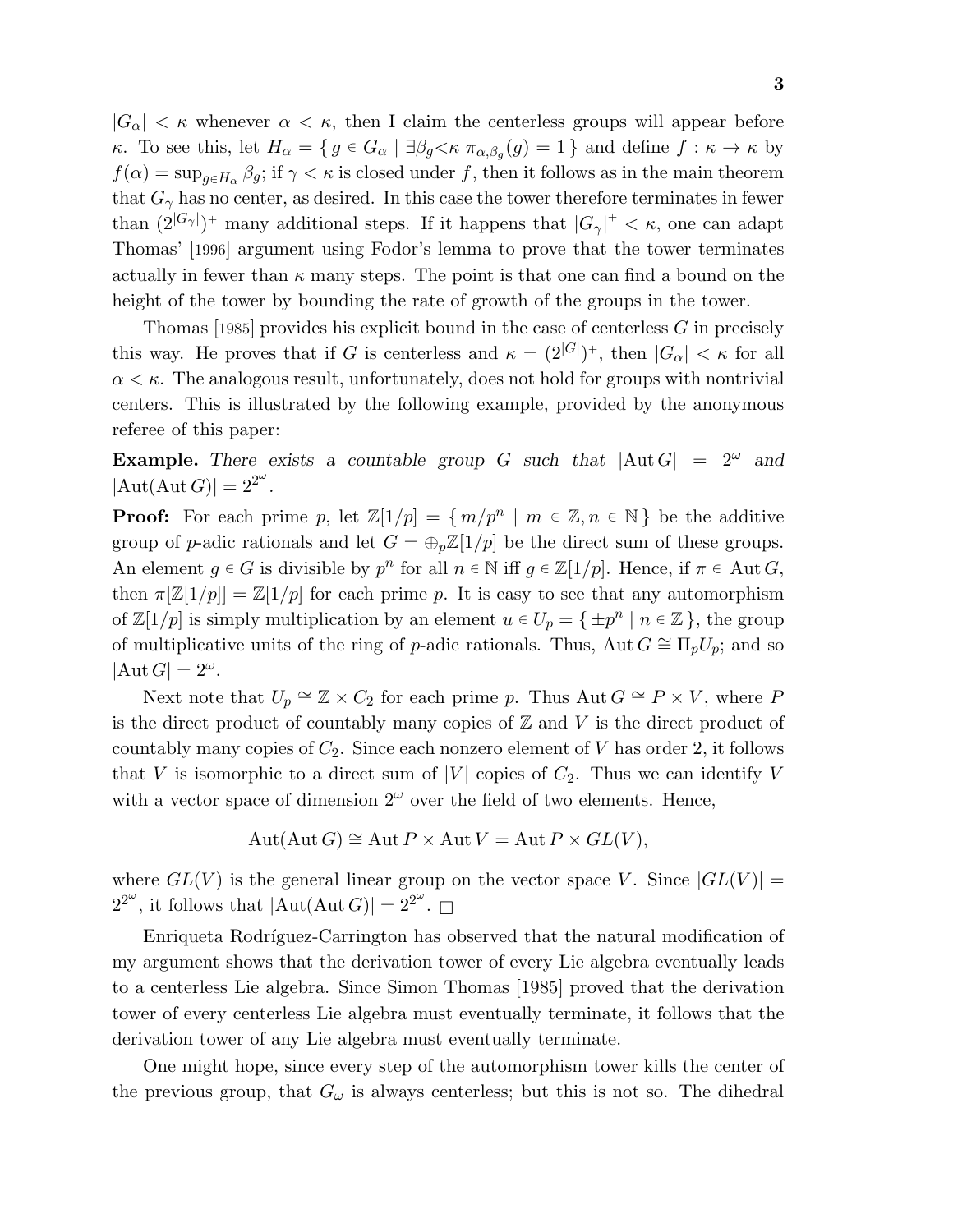$|G_\alpha| < \kappa$ whenever $\alpha < \kappa$, then I claim the centerless groups will appear before $\kappa$. To see this, let $H_\alpha = \{ g \in G_\alpha \mid \exists \beta_g {<} \kappa \; \pi_{\alpha,\beta_g}(g) = 1 \}$ and define $f : \kappa \to \kappa$ by $f(\alpha) = \sup_{g \in H_\alpha} \beta_g$; if $\gamma < \kappa$ is closed under $f$, then it follows as in the main theorem that $G_\gamma$ has no center, as desired. In this case the tower therefore terminates in fewer than $(2^{|G_\gamma|})^+$ many additional steps. If it happens that $|G_\gamma|^+ < \kappa$, one can adapt Thomas' [1996] argument using Fodor's lemma to prove that the tower terminates actually in fewer than $\kappa$ many steps. The point is that one can find a bound on the height of the tower by bounding the rate of growth of the groups in the tower.

Thomas [1985] provides his explicit bound in the case of centerless $G$ in precisely this way. He proves that if $G$ is centerless and $\kappa = (2^{|G|})^+$, then $|G_\alpha| < \kappa$ for all $\alpha < \kappa$. The analogous result, unfortunately, does not hold for groups with nontrivial centers. This is illustrated by the following example, provided by the anonymous referee of this paper:

**Example.** *There exists a countable group $G$ such that $|\mathrm{Aut}\, G| = 2^\omega$ and $|\mathrm{Aut}(\mathrm{Aut}\, G)| = 2^{2^\omega}$.*

**Proof:** For each prime $p$, let $\mathbb{Z}[1/p] = \{ m/p^n \mid m \in \mathbb{Z}, n \in \mathbb{N} \}$ be the additive group of $p$-adic rationals and let $G = \oplus_p \mathbb{Z}[1/p]$ be the direct sum of these groups. An element $g \in G$ is divisible by $p^n$ for all $n \in \mathbb{N}$ iff $g \in \mathbb{Z}[1/p]$. Hence, if $\pi \in \mathrm{Aut}\, G$, then $\pi[\mathbb{Z}[1/p]] = \mathbb{Z}[1/p]$ for each prime $p$. It is easy to see that any automorphism of $\mathbb{Z}[1/p]$ is simply multiplication by an element $u \in U_p = \{ \pm p^n \mid n \in \mathbb{Z} \}$, the group of multiplicative units of the ring of $p$-adic rationals. Thus, $\mathrm{Aut}\, G \cong \Pi_p U_p$; and so $|\mathrm{Aut}\, G| = 2^\omega$.

Next note that $U_p \cong \mathbb{Z} \times C_2$ for each prime $p$. Thus $\mathrm{Aut}\, G \cong P \times V$, where $P$ is the direct product of countably many copies of $\mathbb{Z}$ and $V$ is the direct product of countably many copies of $C_2$. Since each nonzero element of $V$ has order 2, it follows that $V$ is isomorphic to a direct sum of $|V|$ copies of $C_2$. Thus we can identify $V$ with a vector space of dimension $2^\omega$ over the field of two elements. Hence,

$$\mathrm{Aut}(\mathrm{Aut}\, G) \cong \mathrm{Aut}\, P \times \mathrm{Aut}\, V = \mathrm{Aut}\, P \times GL(V),$$

where $GL(V)$ is the general linear group on the vector space $V$. Since $|GL(V)| = 2^{2^\omega}$, it follows that $|\mathrm{Aut}(\mathrm{Aut}\, G)| = 2^{2^\omega}$. $\square$

Enriqueta Rodríguez-Carrington has observed that the natural modification of my argument shows that the derivation tower of every Lie algebra eventually leads to a centerless Lie algebra. Since Simon Thomas [1985] proved that the derivation tower of every centerless Lie algebra must eventually terminate, it follows that the derivation tower of any Lie algebra must eventually terminate.

One might hope, since every step of the automorphism tower kills the center of the previous group, that $G_\omega$ is always centerless; but this is not so. The dihedral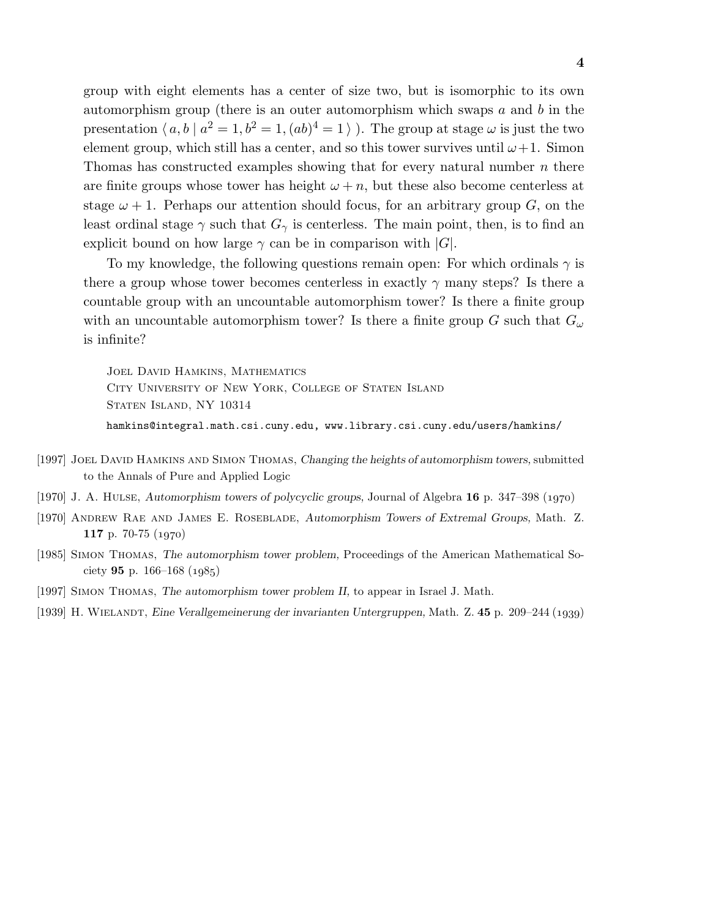group with eight elements has a center of size two, but is isomorphic to its own automorphism group (there is an outer automorphism which swaps $a$ and $b$ in the presentation $\langle\, a, b \mid a^2 = 1, b^2 = 1, (ab)^4 = 1 \,\rangle$ ). The group at stage $\omega$ is just the two element group, which still has a center, and so this tower survives until $\omega+1$. Simon Thomas has constructed examples showing that for every natural number $n$ there are finite groups whose tower has height $\omega + n$, but these also become centerless at stage $\omega + 1$. Perhaps our attention should focus, for an arbitrary group $G$, on the least ordinal stage $\gamma$ such that $G_\gamma$ is centerless. The main point, then, is to find an explicit bound on how large $\gamma$ can be in comparison with $|G|$.

To my knowledge, the following questions remain open: For which ordinals $\gamma$ is there a group whose tower becomes centerless in exactly $\gamma$ many steps? Is there a countable group with an uncountable automorphism tower? Is there a finite group with an uncountable automorphism tower? Is there a finite group $G$ such that $G_\omega$ is infinite?

Joel David Hamkins, Mathematics
City University of New York, College of Staten Island
Staten Island, NY 10314

hamkins@integral.math.csi.cuny.edu, www.library.csi.cuny.edu/users/hamkins/

[1997] Joel David Hamkins and Simon Thomas, *Changing the heights of automorphism towers*, submitted to the Annals of Pure and Applied Logic

[1970] J. A. Hulse, *Automorphism towers of polycyclic groups*, Journal of Algebra **16** p. 347–398 (1970)

[1970] Andrew Rae and James E. Roseblade, *Automorphism Towers of Extremal Groups*, Math. Z. **117** p. 70-75 (1970)

[1985] Simon Thomas, *The automorphism tower problem*, Proceedings of the American Mathematical Society **95** p. 166–168 (1985)

[1997] Simon Thomas, *The automorphism tower problem II*, to appear in Israel J. Math.

[1939] H. Wielandt, *Eine Verallgemeinerung der invarianten Untergruppen*, Math. Z. **45** p. 209–244 (1939)